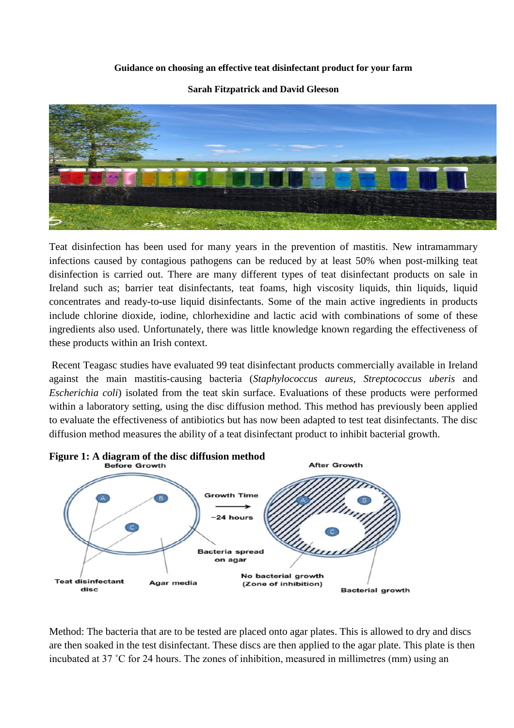**Guidance on choosing an effective teat disinfectant product for your farm**

**Sarah Fitzpatrick and David Gleeson**

Teat disinfection has been used for many years in the prevention of mastitis. New intramammary infections caused by contagious pathogens can be reduced by at least 50% when post-milking teat disinfection is carried out. There are many different types of teat disinfectant products on sale in Ireland such as; barrier teat disinfectants, teat foams, high viscosity liquids, thin liquids, liquid concentrates and ready-to-use liquid disinfectants. Some of the main active ingredients in products include chlorine dioxide, iodine, chlorhexidine and lactic acid with combinations of some of these ingredients also used. Unfortunately, there was little knowledge known regarding the effectiveness of these products within an Irish context.

Recent Teagasc studies have evaluated 99 teat disinfectant products commercially available in Ireland against the main mastitis-causing bacteria (*Staphylococcus aureus*, *Streptococcus uberis* and *Escherichia coli*) isolated from the teat skin surface. Evaluations of these products were performed within a laboratory setting, using the disc diffusion method. This method has previously been applied to evaluate the effectiveness of antibiotics but has now been adapted to test teat disinfectants. The disc diffusion method measures the ability of a teat disinfectant product to inhibit bacterial growth.

**Figure 1: A diagram of the disc diffusion method**

Method: The bacteria that are to be tested are placed onto agar plates. This is allowed to dry and discs are then soaked in the test disinfectant. These discs are then applied to the agar plate. This plate is then incubated at 37 ˚C for 24 hours. The zones of inhibition, measured in millimetres (mm) using an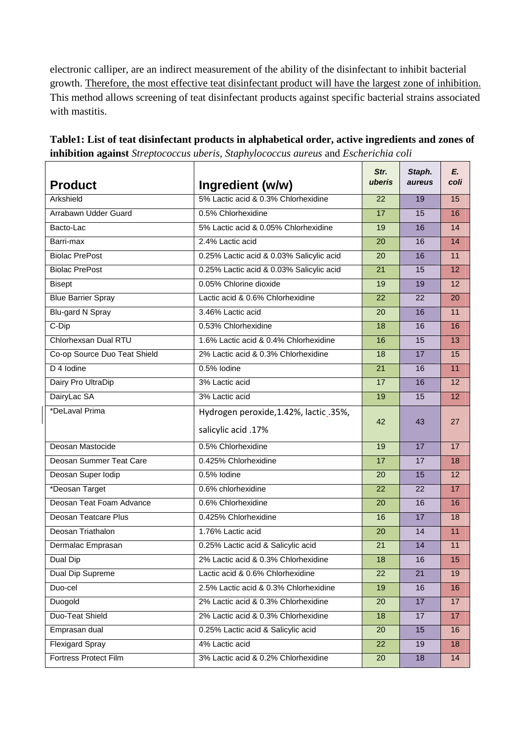electronic calliper, are an indirect measurement of the ability of the disinfectant to inhibit bacterial growth. Therefore, the most effective teat disinfectant product will have the largest zone of inhibition. This method allows screening of teat disinfectant products against specific bacterial strains associated with mastitis.

**Table1: List of teat disinfectant products in alphabetical order, active ingredients and zones of inhibition against** *Streptococcus uberis*, *Staphylococcus aureus* and *Escherichia coli*

| Product | Ingredient (w/w) | *Str. uberis* | *Staph. aureus* | *E. coli* |
|---|---|---|---|---|
| Arkshield | 5% Lactic acid & 0.3% Chlorhexidine | 22 | 19 | 15 |
| Arrabawn Udder Guard | 0.5% Chlorhexidine | 17 | 15 | 16 |
| Bacto-Lac | 5% Lactic acid & 0.05% Chlorhexidine | 19 | 16 | 14 |
| Barri-max | 2.4% Lactic acid | 20 | 16 | 14 |
| Biolac PrePost | 0.25% Lactic acid & 0.03% Salicylic acid | 20 | 16 | 11 |
| Biolac PrePost | 0.25% Lactic acid & 0.03% Salicylic acid | 21 | 15 | 12 |
| Bisept | 0.05% Chlorine dioxide | 19 | 19 | 12 |
| Blue Barrier Spray | Lactic acid & 0.6% Chlorhexidine | 22 | 22 | 20 |
| Blu-gard N Spray | 3.46% Lactic acid | 20 | 16 | 11 |
| C-Dip | 0.53% Chlorhexidine | 18 | 16 | 16 |
| Chlorhexsan Dual RTU | 1.6% Lactic acid & 0.4% Chlorhexidine | 16 | 15 | 13 |
| Co-op Source Duo Teat Shield | 2% Lactic acid & 0.3% Chlorhexidine | 18 | 17 | 15 |
| D 4 Iodine | 0.5% Iodine | 21 | 16 | 11 |
| Dairy Pro UltraDip | 3% Lactic acid | 17 | 16 | 12 |
| DairyLac SA | 3% Lactic acid | 19 | 15 | 12 |
| *DeLaval Prima | Hydrogen peroxide,1.42%, lactic .35%, salicylic acid .17% | 42 | 43 | 27 |
| Deosan Mastocide | 0.5% Chlorhexidine | 19 | 17 | 17 |
| Deosan Summer Teat Care | 0.425% Chlorhexidine | 17 | 17 | 18 |
| Deosan Super Iodip | 0.5% Iodine | 20 | 15 | 12 |
| *Deosan Target | 0.6% chlorhexidine | 22 | 22 | 17 |
| Deosan Teat Foam Advance | 0.6% Chlorhexidine | 20 | 16 | 16 |
| Deosan Teatcare Plus | 0.425% Chlorhexidine | 16 | 17 | 18 |
| Deosan Triathalon | 1.76% Lactic acid | 20 | 14 | 11 |
| Dermalac Emprasan | 0.25% Lactic acid & Salicylic acid | 21 | 14 | 11 |
| Dual Dip | 2% Lactic acid & 0.3% Chlorhexidine | 18 | 16 | 15 |
| Dual Dip Supreme | Lactic acid & 0.6% Chlorhexidine | 22 | 21 | 19 |
| Duo-cel | 2.5% Lactic acid & 0.3% Chlorhexidine | 19 | 16 | 16 |
| Duogold | 2% Lactic acid & 0.3% Chlorhexidine | 20 | 17 | 17 |
| Duo-Teat Shield | 2% Lactic acid & 0.3% Chlorhexidine | 18 | 17 | 17 |
| Emprasan dual | 0.25% Lactic acid & Salicylic acid | 20 | 15 | 16 |
| Flexigard Spray | 4% Lactic acid | 22 | 19 | 18 |
| Fortress Protect Film | 3% Lactic acid & 0.2% Chlorhexidine | 20 | 18 | 14 |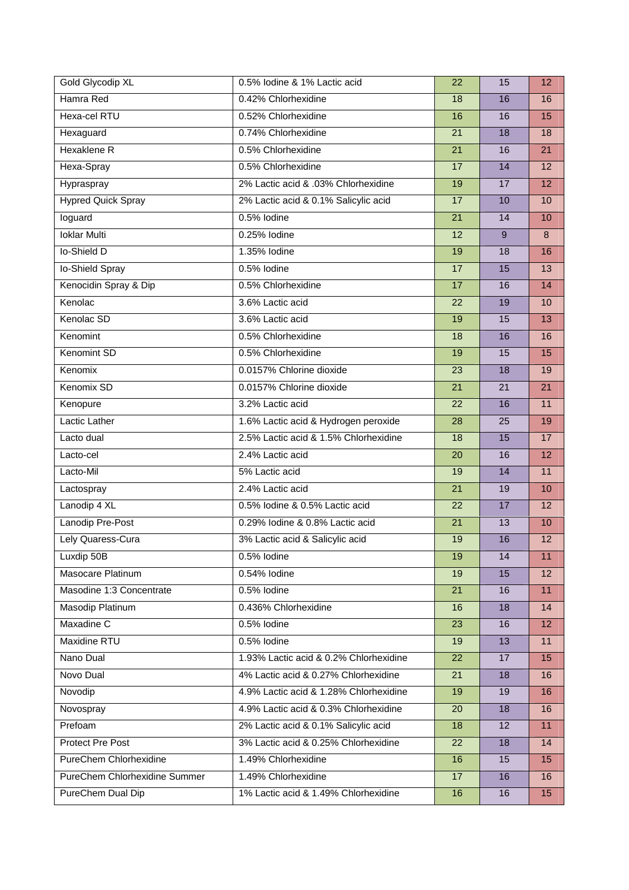| | | | | |
|---|---|---|---|---|
| Gold Glycodip XL | 0.5% Iodine & 1% Lactic acid | 22 | 15 | 12 |
| Hamra Red | 0.42% Chlorhexidine | 18 | 16 | 16 |
| Hexa-cel RTU | 0.52% Chlorhexidine | 16 | 16 | 15 |
| Hexaguard | 0.74% Chlorhexidine | 21 | 18 | 18 |
| Hexaklene R | 0.5% Chlorhexidine | 21 | 16 | 21 |
| Hexa-Spray | 0.5% Chlorhexidine | 17 | 14 | 12 |
| Hypraspray | 2% Lactic acid & .03% Chlorhexidine | 19 | 17 | 12 |
| Hypred Quick Spray | 2% Lactic acid & 0.1% Salicylic acid | 17 | 10 | 10 |
| Ioguard | 0.5% Iodine | 21 | 14 | 10 |
| Ioklar Multi | 0.25% Iodine | 12 | 9 | 8 |
| Io-Shield D | 1.35% Iodine | 19 | 18 | 16 |
| Io-Shield Spray | 0.5% Iodine | 17 | 15 | 13 |
| Kenocidin Spray & Dip | 0.5% Chlorhexidine | 17 | 16 | 14 |
| Kenolac | 3.6% Lactic acid | 22 | 19 | 10 |
| Kenolac SD | 3.6% Lactic acid | 19 | 15 | 13 |
| Kenomint | 0.5% Chlorhexidine | 18 | 16 | 16 |
| Kenomint SD | 0.5% Chlorhexidine | 19 | 15 | 15 |
| Kenomix | 0.0157% Chlorine dioxide | 23 | 18 | 19 |
| Kenomix SD | 0.0157% Chlorine dioxide | 21 | 21 | 21 |
| Kenopure | 3.2% Lactic acid | 22 | 16 | 11 |
| Lactic Lather | 1.6% Lactic acid & Hydrogen peroxide | 28 | 25 | 19 |
| Lacto dual | 2.5% Lactic acid & 1.5% Chlorhexidine | 18 | 15 | 17 |
| Lacto-cel | 2.4% Lactic acid | 20 | 16 | 12 |
| Lacto-Mil | 5% Lactic acid | 19 | 14 | 11 |
| Lactospray | 2.4% Lactic acid | 21 | 19 | 10 |
| Lanodip 4 XL | 0.5% Iodine & 0.5% Lactic acid | 22 | 17 | 12 |
| Lanodip Pre-Post | 0.29% Iodine & 0.8% Lactic acid | 21 | 13 | 10 |
| Lely Quaress-Cura | 3% Lactic acid & Salicylic acid | 19 | 16 | 12 |
| Luxdip 50B | 0.5% Iodine | 19 | 14 | 11 |
| Masocare Platinum | 0.54% Iodine | 19 | 15 | 12 |
| Masodine 1:3 Concentrate | 0.5% Iodine | 21 | 16 | 11 |
| Masodip Platinum | 0.436% Chlorhexidine | 16 | 18 | 14 |
| Maxadine C | 0.5% Iodine | 23 | 16 | 12 |
| Maxidine RTU | 0.5% Iodine | 19 | 13 | 11 |
| Nano Dual | 1.93% Lactic acid & 0.2% Chlorhexidine | 22 | 17 | 15 |
| Novo Dual | 4% Lactic acid & 0.27% Chlorhexidine | 21 | 18 | 16 |
| Novodip | 4.9% Lactic acid & 1.28% Chlorhexidine | 19 | 19 | 16 |
| Novospray | 4.9% Lactic acid & 0.3% Chlorhexidine | 20 | 18 | 16 |
| Prefoam | 2% Lactic acid & 0.1% Salicylic acid | 18 | 12 | 11 |
| Protect Pre Post | 3% Lactic acid & 0.25% Chlorhexidine | 22 | 18 | 14 |
| PureChem Chlorhexidine | 1.49% Chlorhexidine | 16 | 15 | 15 |
| PureChem Chlorhexidine Summer | 1.49% Chlorhexidine | 17 | 16 | 16 |
| PureChem Dual Dip | 1% Lactic acid & 1.49% Chlorhexidine | 16 | 16 | 15 |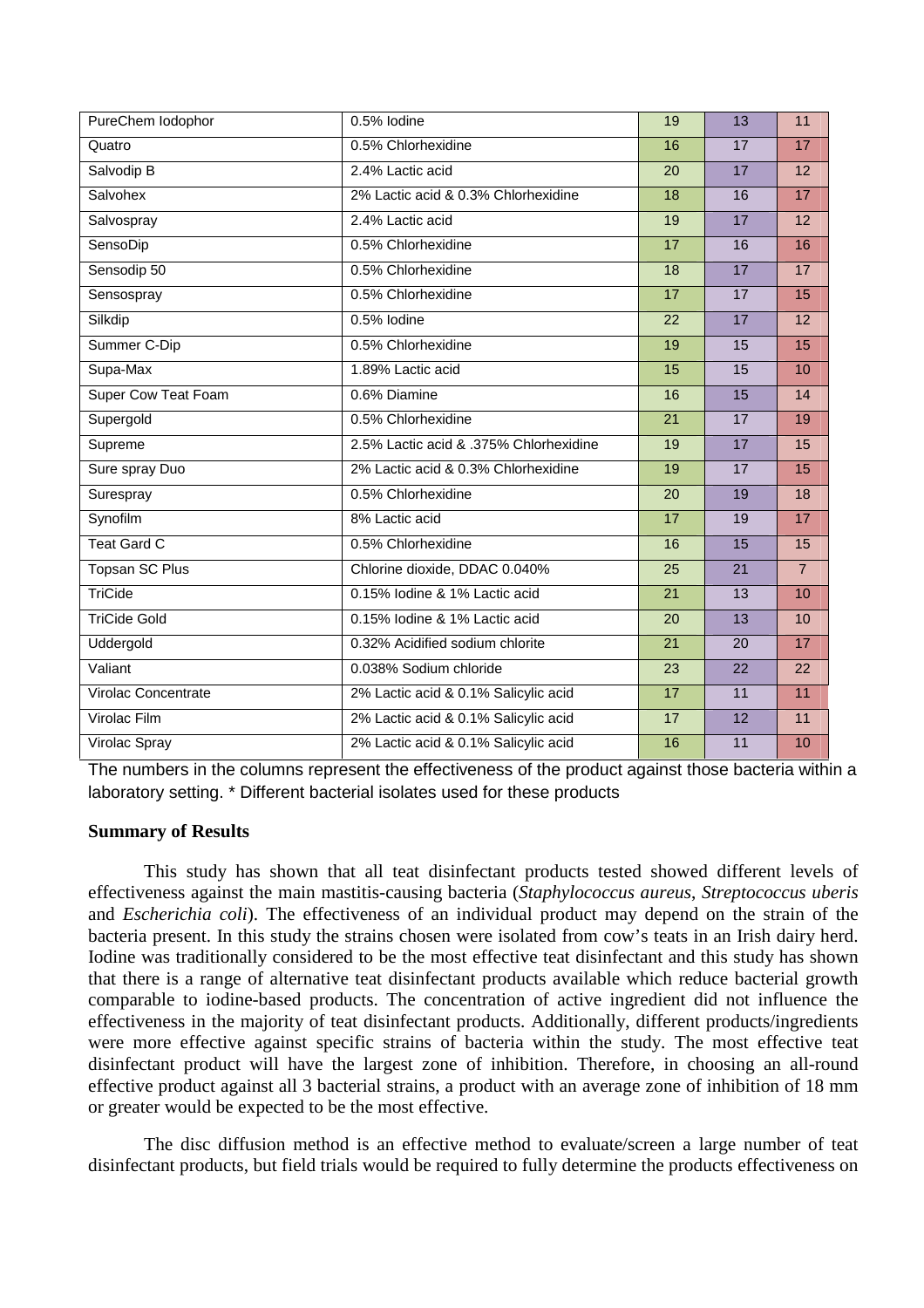| | | | | |
|---|---|---|---|---|
| PureChem Iodophor | 0.5% Iodine | 19 | 13 | 11 |
| Quatro | 0.5% Chlorhexidine | 16 | 17 | 17 |
| Salvodip B | 2.4% Lactic acid | 20 | 17 | 12 |
| Salvohex | 2% Lactic acid & 0.3% Chlorhexidine | 18 | 16 | 17 |
| Salvospray | 2.4% Lactic acid | 19 | 17 | 12 |
| SensoDip | 0.5% Chlorhexidine | 17 | 16 | 16 |
| Sensodip 50 | 0.5% Chlorhexidine | 18 | 17 | 17 |
| Sensospray | 0.5% Chlorhexidine | 17 | 17 | 15 |
| Silkdip | 0.5% Iodine | 22 | 17 | 12 |
| Summer C-Dip | 0.5% Chlorhexidine | 19 | 15 | 15 |
| Supa-Max | 1.89% Lactic acid | 15 | 15 | 10 |
| Super Cow Teat Foam | 0.6% Diamine | 16 | 15 | 14 |
| Supergold | 0.5% Chlorhexidine | 21 | 17 | 19 |
| Supreme | 2.5% Lactic acid & .375% Chlorhexidine | 19 | 17 | 15 |
| Sure spray Duo | 2% Lactic acid & 0.3% Chlorhexidine | 19 | 17 | 15 |
| Surespray | 0.5% Chlorhexidine | 20 | 19 | 18 |
| Synofilm | 8% Lactic acid | 17 | 19 | 17 |
| Teat Gard C | 0.5% Chlorhexidine | 16 | 15 | 15 |
| Topsan SC Plus | Chlorine dioxide, DDAC 0.040% | 25 | 21 | 7 |
| TriCide | 0.15% Iodine & 1% Lactic acid | 21 | 13 | 10 |
| TriCide Gold | 0.15% Iodine & 1% Lactic acid | 20 | 13 | 10 |
| Uddergold | 0.32% Acidified sodium chlorite | 21 | 20 | 17 |
| Valiant | 0.038% Sodium chloride | 23 | 22 | 22 |
| Virolac Concentrate | 2% Lactic acid & 0.1% Salicylic acid | 17 | 11 | 11 |
| Virolac Film | 2% Lactic acid & 0.1% Salicylic acid | 17 | 12 | 11 |
| Virolac Spray | 2% Lactic acid & 0.1% Salicylic acid | 16 | 11 | 10 |

The numbers in the columns represent the effectiveness of the product against those bacteria within a laboratory setting. * Different bacterial isolates used for these products

**Summary of Results**

This study has shown that all teat disinfectant products tested showed different levels of effectiveness against the main mastitis-causing bacteria (*Staphylococcus aureus*, *Streptococcus uberis* and *Escherichia coli*). The effectiveness of an individual product may depend on the strain of the bacteria present. In this study the strains chosen were isolated from cow's teats in an Irish dairy herd. Iodine was traditionally considered to be the most effective teat disinfectant and this study has shown that there is a range of alternative teat disinfectant products available which reduce bacterial growth comparable to iodine-based products. The concentration of active ingredient did not influence the effectiveness in the majority of teat disinfectant products. Additionally, different products/ingredients were more effective against specific strains of bacteria within the study. The most effective teat disinfectant product will have the largest zone of inhibition. Therefore, in choosing an all-round effective product against all 3 bacterial strains, a product with an average zone of inhibition of 18 mm or greater would be expected to be the most effective.

The disc diffusion method is an effective method to evaluate/screen a large number of teat disinfectant products, but field trials would be required to fully determine the products effectiveness on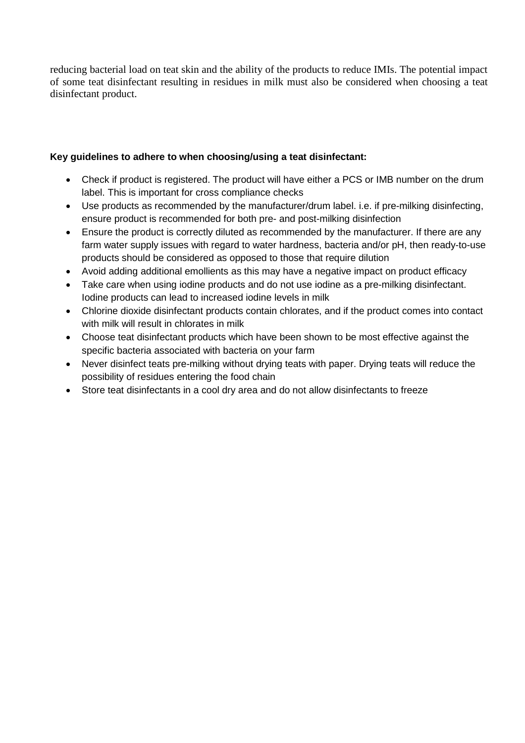reducing bacterial load on teat skin and the ability of the products to reduce IMIs. The potential impact of some teat disinfectant resulting in residues in milk must also be considered when choosing a teat disinfectant product.

**Key guidelines to adhere to when choosing/using a teat disinfectant:**

- Check if product is registered. The product will have either a PCS or IMB number on the drum label. This is important for cross compliance checks
- Use products as recommended by the manufacturer/drum label. i.e. if pre-milking disinfecting, ensure product is recommended for both pre- and post-milking disinfection
- Ensure the product is correctly diluted as recommended by the manufacturer. If there are any farm water supply issues with regard to water hardness, bacteria and/or pH, then ready-to-use products should be considered as opposed to those that require dilution
- Avoid adding additional emollients as this may have a negative impact on product efficacy
- Take care when using iodine products and do not use iodine as a pre-milking disinfectant. Iodine products can lead to increased iodine levels in milk
- Chlorine dioxide disinfectant products contain chlorates, and if the product comes into contact with milk will result in chlorates in milk
- Choose teat disinfectant products which have been shown to be most effective against the specific bacteria associated with bacteria on your farm
- Never disinfect teats pre-milking without drying teats with paper. Drying teats will reduce the possibility of residues entering the food chain
- Store teat disinfectants in a cool dry area and do not allow disinfectants to freeze